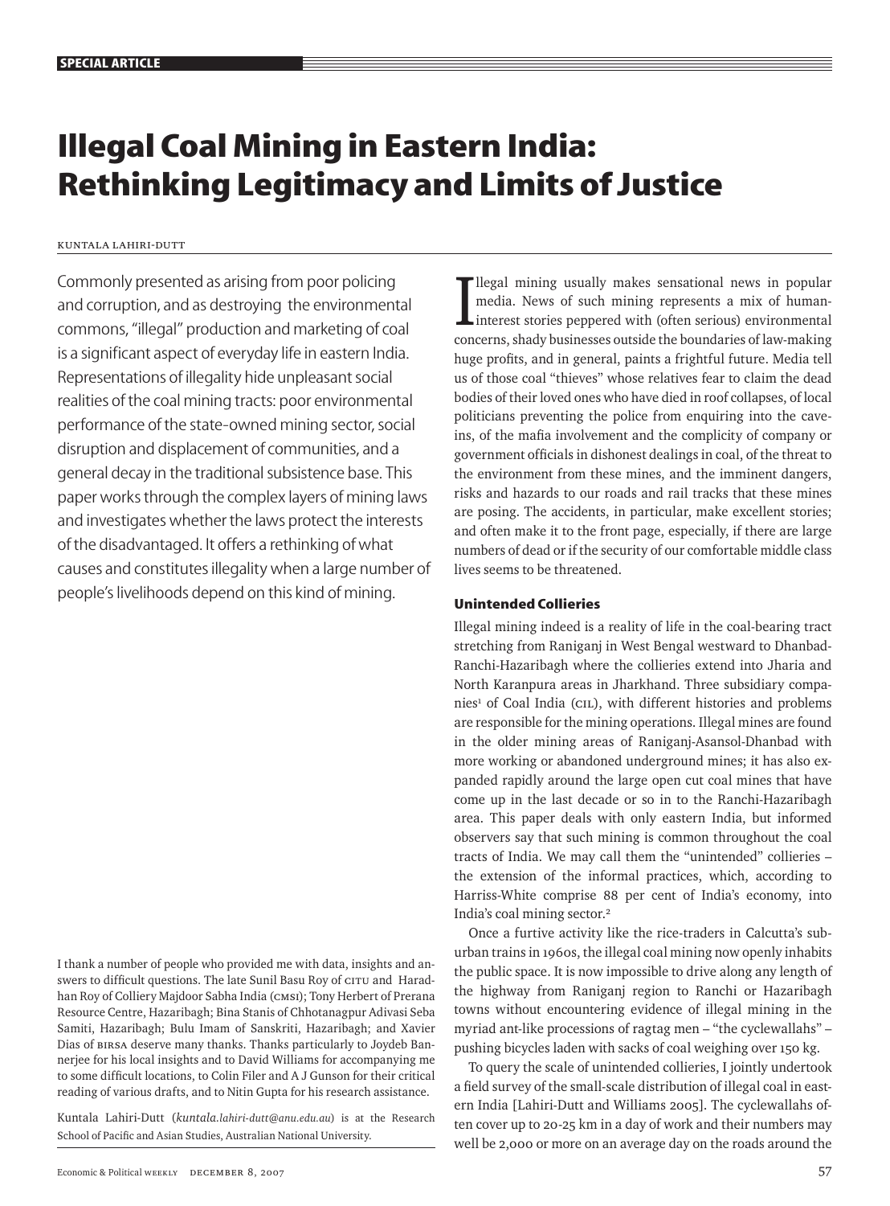# Illegal Coal Mining in Eastern India: Rethinking Legitimacy and Limits of Justice

KUNTALA LAHIRI-DUTT

Commonly presented as arising from poor policing and corruption, and as destroying the environmental commons, "illegal" production and marketing of coal is a significant aspect of everyday life in eastern India. Representations of illegality hide unpleasant social realities of the coal mining tracts: poor environmental performance of the state-owned mining sector, social disruption and displacement of communities, and a general decay in the traditional subsistence base. This paper works through the complex layers of mining laws and investigates whether the laws protect the interests of the disadvantaged. It offers a rethinking of what causes and constitutes illegality when a large number of people's livelihoods depend on this kind of mining.

Illegal mining usually makes sensational news in popular media. News of such mining represents a mix of human-interest stories peppered with (often serious) environmental concerns, shady businesses outside the boundaries of law-making huge profits, and in general, paints a frightful future. Media tell us of those coal "thieves" whose relatives fear to claim the dead bodies of their loved ones who have died in roof collapses, of local politicians preventing the police from enquiring into the cave-ins, of the mafia involvement and the complicity of company or government officials in dishonest dealings in coal, of the threat to the environment from these mines, and the imminent dangers, risks and hazards to our roads and rail tracks that these mines are posing. The accidents, in particular, make excellent stories; and often make it to the front page, especially, if there are large numbers of dead or if the security of our comfortable middle class lives seems to be threatened.

### Unintended Collieries

Illegal mining indeed is a reality of life in the coal-bearing tract stretching from Raniganj in West Bengal westward to Dhanbad-Ranchi-Hazaribagh where the collieries extend into Jharia and North Karanpura areas in Jharkhand. Three subsidiary companies[1] of Coal India (CIL), with different histories and problems are responsible for the mining operations. Illegal mines are found in the older mining areas of Raniganj-Asansol-Dhanbad with more working or abandoned underground mines; it has also expanded rapidly around the large open cut coal mines that have come up in the last decade or so in to the Ranchi-Hazaribagh area. This paper deals with only eastern India, but informed observers say that such mining is common throughout the coal tracts of India. We may call them the "unintended" collieries – the extension of the informal practices, which, according to Harriss-White comprise 88 per cent of India's economy, into India's coal mining sector.[2]

Once a furtive activity like the rice-traders in Calcutta's suburban trains in 1960s, the illegal coal mining now openly inhabits the public space. It is now impossible to drive along any length of the highway from Raniganj region to Ranchi or Hazaribagh towns without encountering evidence of illegal mining in the myriad ant-like processions of ragtag men – "the cyclewallahs" – pushing bicycles laden with sacks of coal weighing over 150 kg.

To query the scale of unintended collieries, I jointly undertook a field survey of the small-scale distribution of illegal coal in eastern India [Lahiri-Dutt and Williams 2005]. The cyclewallahs often cover up to 20-25 km in a day of work and their numbers may well be 2,000 or more on an average day on the roads around the

I thank a number of people who provided me with data, insights and answers to difficult questions. The late Sunil Basu Roy of CITU and Haradhan Roy of Colliery Majdoor Sabha India (CMSI); Tony Herbert of Prerana Resource Centre, Hazaribagh; Bina Stanis of Chhotanagpur Adivasi Seba Samiti, Hazaribagh; Bulu Imam of Sanskriti, Hazaribagh; and Xavier Dias of BIRSA deserve many thanks. Thanks particularly to Joydeb Bannerjee for his local insights and to David Williams for accompanying me to some difficult locations, to Colin Filer and A J Gunson for their critical reading of various drafts, and to Nitin Gupta for his research assistance.

Kuntala Lahiri-Dutt (*kuntala.lahiri-dutt@anu.edu.au*) is at the Research School of Pacific and Asian Studies, Australian National University.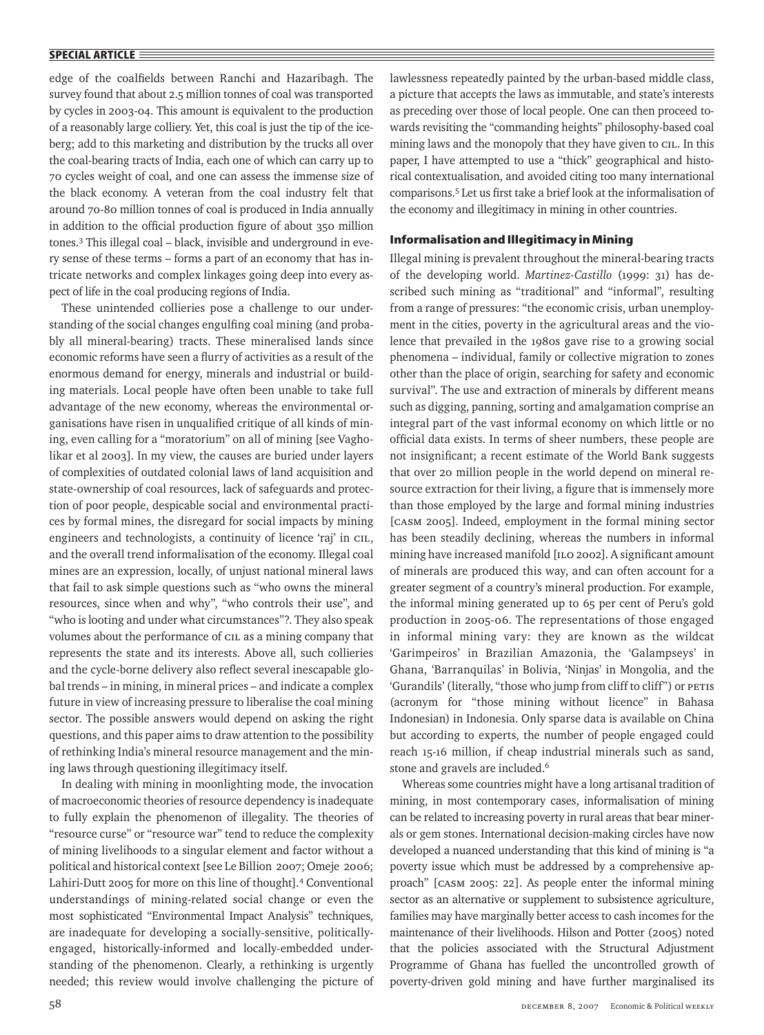edge of the coalfields between Ranchi and Hazaribagh. The survey found that about 2.5 million tonnes of coal was transported by cycles in 2003-04. This amount is equivalent to the production of a reasonably large colliery. Yet, this coal is just the tip of the iceberg; add to this marketing and distribution by the trucks all over the coal-bearing tracts of India, each one of which can carry up to 70 cycles weight of coal, and one can assess the immense size of the black economy. A veteran from the coal industry felt that around 70-80 million tonnes of coal is produced in India annually in addition to the official production figure of about 350 million tones.[3] This illegal coal – black, invisible and underground in every sense of these terms – forms a part of an economy that has intricate networks and complex linkages going deep into every aspect of life in the coal producing regions of India.

These unintended collieries pose a challenge to our understanding of the social changes engulfing coal mining (and probably all mineral-bearing) tracts. These mineralised lands since economic reforms have seen a flurry of activities as a result of the enormous demand for energy, minerals and industrial or building materials. Local people have often been unable to take full advantage of the new economy, whereas the environmental organisations have risen in unqualified critique of all kinds of mining, even calling for a "moratorium" on all of mining [see Vagholikar et al 2003]. In my view, the causes are buried under layers of complexities of outdated colonial laws of land acquisition and state-ownership of coal resources, lack of safeguards and protection of poor people, despicable social and environmental practices by formal mines, the disregard for social impacts by mining engineers and technologists, a continuity of licence 'raj' in CIL, and the overall trend informalisation of the economy. Illegal coal mines are an expression, locally, of unjust national mineral laws that fail to ask simple questions such as "who owns the mineral resources, since when and why", "who controls their use", and "who is looting and under what circumstances"?. They also speak volumes about the performance of CIL as a mining company that represents the state and its interests. Above all, such collieries and the cycle-borne delivery also reflect several inescapable global trends – in mining, in mineral prices – and indicate a complex future in view of increasing pressure to liberalise the coal mining sector. The possible answers would depend on asking the right questions, and this paper aims to draw attention to the possibility of rethinking India's mineral resource management and the mining laws through questioning illegitimacy itself.

In dealing with mining in moonlighting mode, the invocation of macroeconomic theories of resource dependency is inadequate to fully explain the phenomenon of illegality. The theories of "resource curse" or "resource war" tend to reduce the complexity of mining livelihoods to a singular element and factor without a political and historical context [see Le Billion 2007; Omeje 2006; Lahiri-Dutt 2005 for more on this line of thought].[4] Conventional understandings of mining-related social change or even the most sophisticated "Environmental Impact Analysis" techniques, are inadequate for developing a socially-sensitive, politically-engaged, historically-informed and locally-embedded understanding of the phenomenon. Clearly, a rethinking is urgently needed; this review would involve challenging the picture of lawlessness repeatedly painted by the urban-based middle class, a picture that accepts the laws as immutable, and state's interests as preceding over those of local people. One can then proceed towards revisiting the "commanding heights" philosophy-based coal mining laws and the monopoly that they have given to CIL. In this paper, I have attempted to use a "thick" geographical and historical contextualisation, and avoided citing too many international comparisons.[5] Let us first take a brief look at the informalisation of the economy and illegitimacy in mining in other countries.

## Informalisation and Illegitimacy in Mining

Illegal mining is prevalent throughout the mineral-bearing tracts of the developing world. *Martinez-Castillo* (1999: 31) has described such mining as "traditional" and "informal", resulting from a range of pressures: "the economic crisis, urban unemployment in the cities, poverty in the agricultural areas and the violence that prevailed in the 1980s gave rise to a growing social phenomena – individual, family or collective migration to zones other than the place of origin, searching for safety and economic survival". The use and extraction of minerals by different means such as digging, panning, sorting and amalgamation comprise an integral part of the vast informal economy on which little or no official data exists. In terms of sheer numbers, these people are not insignificant; a recent estimate of the World Bank suggests that over 20 million people in the world depend on mineral resource extraction for their living, a figure that is immensely more than those employed by the large and formal mining industries [CASM 2005]. Indeed, employment in the formal mining sector has been steadily declining, whereas the numbers in informal mining have increased manifold [ILO 2002]. A significant amount of minerals are produced this way, and can often account for a greater segment of a country's mineral production. For example, the informal mining generated up to 65 per cent of Peru's gold production in 2005-06. The representations of those engaged in informal mining vary: they are known as the wildcat 'Garimpeiros' in Brazilian Amazonia, the 'Galampseys' in Ghana, 'Barranquilas' in Bolivia, 'Ninjas' in Mongolia, and the 'Gurandils' (literally, "those who jump from cliff to cliff") or PETIS (acronym for "those mining without licence" in Bahasa Indonesian) in Indonesia. Only sparse data is available on China but according to experts, the number of people engaged could reach 15-16 million, if cheap industrial minerals such as sand, stone and gravels are included.[6]

Whereas some countries might have a long artisanal tradition of mining, in most contemporary cases, informalisation of mining can be related to increasing poverty in rural areas that bear minerals or gem stones. International decision-making circles have now developed a nuanced understanding that this kind of mining is "a poverty issue which must be addressed by a comprehensive approach" [CASM 2005: 22]. As people enter the informal mining sector as an alternative or supplement to subsistence agriculture, families may have marginally better access to cash incomes for the maintenance of their livelihoods. Hilson and Potter (2005) noted that the policies associated with the Structural Adjustment Programme of Ghana has fuelled the uncontrolled growth of poverty-driven gold mining and have further marginalised its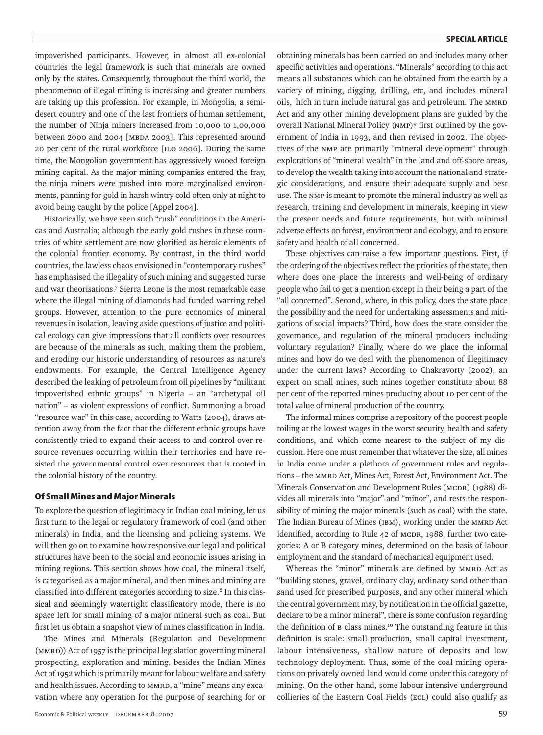impoverished participants. However, in almost all ex-colonial countries the legal framework is such that minerals are owned only by the states. Consequently, throughout the third world, the phenomenon of illegal mining is increasing and greater numbers are taking up this profession. For example, in Mongolia, a semi-desert country and one of the last frontiers of human settlement, the number of Ninja miners increased from 10,000 to 1,00,000 between 2000 and 2004 [MBDA 2003]. This represented around 20 per cent of the rural workforce [ILO 2006]. During the same time, the Mongolian government has aggressively wooed foreign mining capital. As the major mining companies entered the fray, the ninja miners were pushed into more marginalised environments, panning for gold in harsh wintry cold often only at night to avoid being caught by the police [Appel 2004].

Historically, we have seen such "rush" conditions in the Americas and Australia; although the early gold rushes in these countries of white settlement are now glorified as heroic elements of the colonial frontier economy. By contrast, in the third world countries, the lawless chaos envisioned in "contemporary rushes" has emphasised the illegality of such mining and suggested curse and war theorisations.[7] Sierra Leone is the most remarkable case where the illegal mining of diamonds had funded warring rebel groups. However, attention to the pure economics of mineral revenues in isolation, leaving aside questions of justice and political ecology can give impressions that all conflicts over resources are because of the minerals as such, making them the problem, and eroding our historic understanding of resources as nature's endowments. For example, the Central Intelligence Agency described the leaking of petroleum from oil pipelines by "militant impoverished ethnic groups" in Nigeria – an "archetypal oil nation" – as violent expressions of conflict. Summoning a broad "resource war" in this case, according to Watts (2004), draws attention away from the fact that the different ethnic groups have consistently tried to expand their access to and control over resource revenues occurring within their territories and have resisted the governmental control over resources that is rooted in the colonial history of the country.

## Of Small Mines and Major Minerals

To explore the question of legitimacy in Indian coal mining, let us first turn to the legal or regulatory framework of coal (and other minerals) in India, and the licensing and policing systems. We will then go on to examine how responsive our legal and political structures have been to the social and economic issues arising in mining regions. This section shows how coal, the mineral itself, is categorised as a major mineral, and then mines and mining are classified into different categories according to size.[8] In this classical and seemingly watertight classificatory mode, there is no space left for small mining of a major mineral such as coal. But first let us obtain a snapshot view of mines classification in India.

The Mines and Minerals (Regulation and Development (MMRD)) Act of 1957 is the principal legislation governing mineral prospecting, exploration and mining, besides the Indian Mines Act of 1952 which is primarily meant for labour welfare and safety and health issues. According to MMRD, a "mine" means any excavation where any operation for the purpose of searching for or obtaining minerals has been carried on and includes many other specific activities and operations. "Minerals" according to this act means all substances which can be obtained from the earth by a variety of mining, digging, drilling, etc, and includes mineral oils, hich in turn include natural gas and petroleum. The MMRD Act and any other mining development plans are guided by the overall National Mineral Policy (NMP)[9] first outlined by the government of India in 1993, and then revised in 2002. The objectives of the NMP are primarily "mineral development" through explorations of "mineral wealth" in the land and off-shore areas, to develop the wealth taking into account the national and strategic considerations, and ensure their adequate supply and best use. The NMP is meant to promote the mineral industry as well as research, training and development in minerals, keeping in view the present needs and future requirements, but with minimal adverse effects on forest, environment and ecology, and to ensure safety and health of all concerned.

These objectives can raise a few important questions. First, if the ordering of the objectives reflect the priorities of the state, then where does one place the interests and well-being of ordinary people who fail to get a mention except in their being a part of the "all concerned". Second, where, in this policy, does the state place the possibility and the need for undertaking assessments and mitigations of social impacts? Third, how does the state consider the governance, and regulation of the mineral producers including voluntary regulation? Finally, where do we place the informal mines and how do we deal with the phenomenon of illegitimacy under the current laws? According to Chakravorty (2002), an expert on small mines, such mines together constitute about 88 per cent of the reported mines producing about 10 per cent of the total value of mineral production of the country.

The informal mines comprise a repository of the poorest people toiling at the lowest wages in the worst security, health and safety conditions, and which come nearest to the subject of my discussion. Here one must remember that whatever the size, all mines in India come under a plethora of government rules and regulations – the MMRD Act, Mines Act, Forest Act, Environment Act. The Minerals Conservation and Development Rules (MCDR) (1988) divides all minerals into "major" and "minor", and rests the responsibility of mining the major minerals (such as coal) with the state. The Indian Bureau of Mines (IBM), working under the MMRD Act identified, according to Rule 42 of MCDR, 1988, further two categories: A or B category mines, determined on the basis of labour employment and the standard of mechanical equipment used.

Whereas the "minor" minerals are defined by MMRD Act as "building stones, gravel, ordinary clay, ordinary sand other than sand used for prescribed purposes, and any other mineral which the central government may, by notification in the official gazette, declare to be a minor mineral", there is some confusion regarding the definition of B class mines.[10] The outstanding feature in this definition is scale: small production, small capital investment, labour intensiveness, shallow nature of deposits and low technology deployment. Thus, some of the coal mining operations on privately owned land would come under this category of mining. On the other hand, some labour-intensive underground collieries of the Eastern Coal Fields (ECL) could also qualify as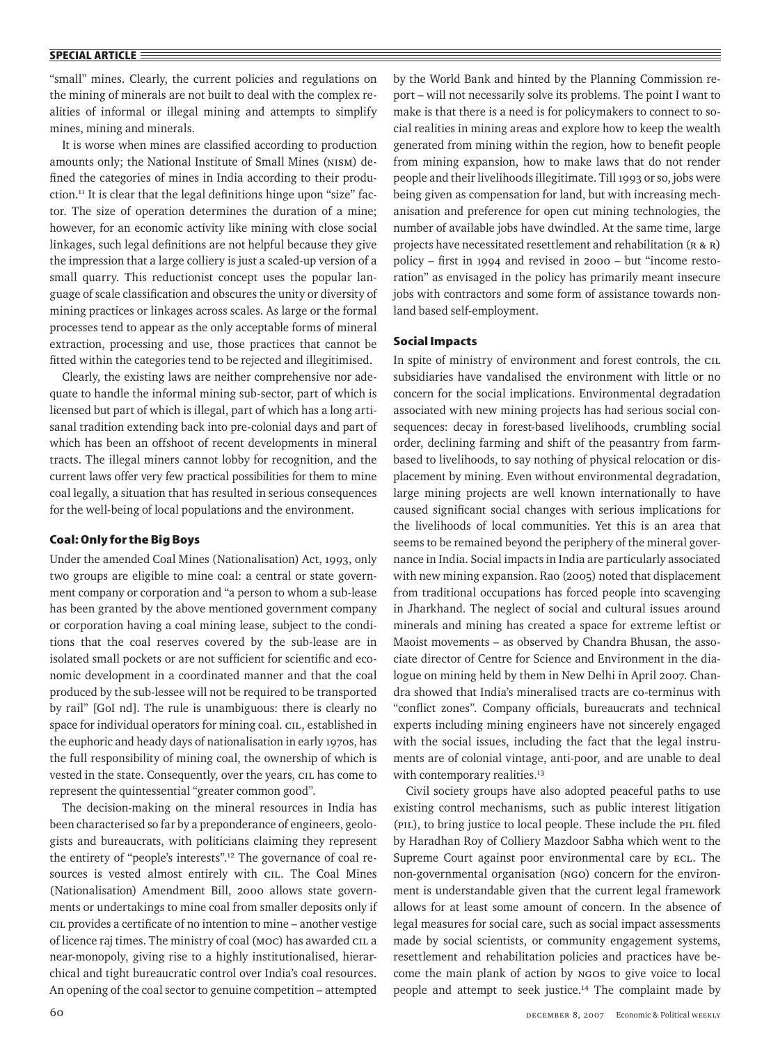"small" mines. Clearly, the current policies and regulations on the mining of minerals are not built to deal with the complex realities of informal or illegal mining and attempts to simplify mines, mining and minerals.

It is worse when mines are classified according to production amounts only; the National Institute of Small Mines (NISM) defined the categories of mines in India according to their production.[11] It is clear that the legal definitions hinge upon "size" factor. The size of operation determines the duration of a mine; however, for an economic activity like mining with close social linkages, such legal definitions are not helpful because they give the impression that a large colliery is just a scaled-up version of a small quarry. This reductionist concept uses the popular language of scale classification and obscures the unity or diversity of mining practices or linkages across scales. As large or the formal processes tend to appear as the only acceptable forms of mineral extraction, processing and use, those practices that cannot be fitted within the categories tend to be rejected and illegitimised.

Clearly, the existing laws are neither comprehensive nor adequate to handle the informal mining sub-sector, part of which is licensed but part of which is illegal, part of which has a long artisanal tradition extending back into pre-colonial days and part of which has been an offshoot of recent developments in mineral tracts. The illegal miners cannot lobby for recognition, and the current laws offer very few practical possibilities for them to mine coal legally, a situation that has resulted in serious consequences for the well-being of local populations and the environment.

## Coal: Only for the Big Boys

Under the amended Coal Mines (Nationalisation) Act, 1993, only two groups are eligible to mine coal: a central or state government company or corporation and "a person to whom a sub-lease has been granted by the above mentioned government company or corporation having a coal mining lease, subject to the conditions that the coal reserves covered by the sub-lease are in isolated small pockets or are not sufficient for scientific and economic development in a coordinated manner and that the coal produced by the sub-lessee will not be required to be transported by rail" [GoI nd]. The rule is unambiguous: there is clearly no space for individual operators for mining coal. CIL, established in the euphoric and heady days of nationalisation in early 1970s, has the full responsibility of mining coal, the ownership of which is vested in the state. Consequently, over the years, CIL has come to represent the quintessential "greater common good".

The decision-making on the mineral resources in India has been characterised so far by a preponderance of engineers, geologists and bureaucrats, with politicians claiming they represent the entirety of "people's interests".[12] The governance of coal resources is vested almost entirely with CIL. The Coal Mines (Nationalisation) Amendment Bill, 2000 allows state governments or undertakings to mine coal from smaller deposits only if CIL provides a certificate of no intention to mine – another vestige of licence raj times. The ministry of coal (MOC) has awarded CIL a near-monopoly, giving rise to a highly institutionalised, hierarchical and tight bureaucratic control over India's coal resources. An opening of the coal sector to genuine competition – attempted by the World Bank and hinted by the Planning Commission report – will not necessarily solve its problems. The point I want to make is that there is a need is for policymakers to connect to social realities in mining areas and explore how to keep the wealth generated from mining within the region, how to benefit people from mining expansion, how to make laws that do not render people and their livelihoods illegitimate. Till 1993 or so, jobs were being given as compensation for land, but with increasing mechanisation and preference for open cut mining technologies, the number of available jobs have dwindled. At the same time, large projects have necessitated resettlement and rehabilitation (R & R) policy – first in 1994 and revised in 2000 – but "income restoration" as envisaged in the policy has primarily meant insecure jobs with contractors and some form of assistance towards non-land based self-employment.

## Social Impacts

In spite of ministry of environment and forest controls, the CIL subsidiaries have vandalised the environment with little or no concern for the social implications. Environmental degradation associated with new mining projects has had serious social consequences: decay in forest-based livelihoods, crumbling social order, declining farming and shift of the peasantry from farm-based to livelihoods, to say nothing of physical relocation or displacement by mining. Even without environmental degradation, large mining projects are well known internationally to have caused significant social changes with serious implications for the livelihoods of local communities. Yet this is an area that seems to be remained beyond the periphery of the mineral governance in India. Social impacts in India are particularly associated with new mining expansion. Rao (2005) noted that displacement from traditional occupations has forced people into scavenging in Jharkhand. The neglect of social and cultural issues around minerals and mining has created a space for extreme leftist or Maoist movements – as observed by Chandra Bhusan, the associate director of Centre for Science and Environment in the dialogue on mining held by them in New Delhi in April 2007. Chandra showed that India's mineralised tracts are co-terminus with "conflict zones". Company officials, bureaucrats and technical experts including mining engineers have not sincerely engaged with the social issues, including the fact that the legal instruments are of colonial vintage, anti-poor, and are unable to deal with contemporary realities.[13]

Civil society groups have also adopted peaceful paths to use existing control mechanisms, such as public interest litigation (PIL), to bring justice to local people. These include the PIL filed by Haradhan Roy of Colliery Mazdoor Sabha which went to the Supreme Court against poor environmental care by ECL. The non-governmental organisation (NGO) concern for the environment is understandable given that the current legal framework allows for at least some amount of concern. In the absence of legal measures for social care, such as social impact assessments made by social scientists, or community engagement systems, resettlement and rehabilitation policies and practices have become the main plank of action by NGOs to give voice to local people and attempt to seek justice.[14] The complaint made by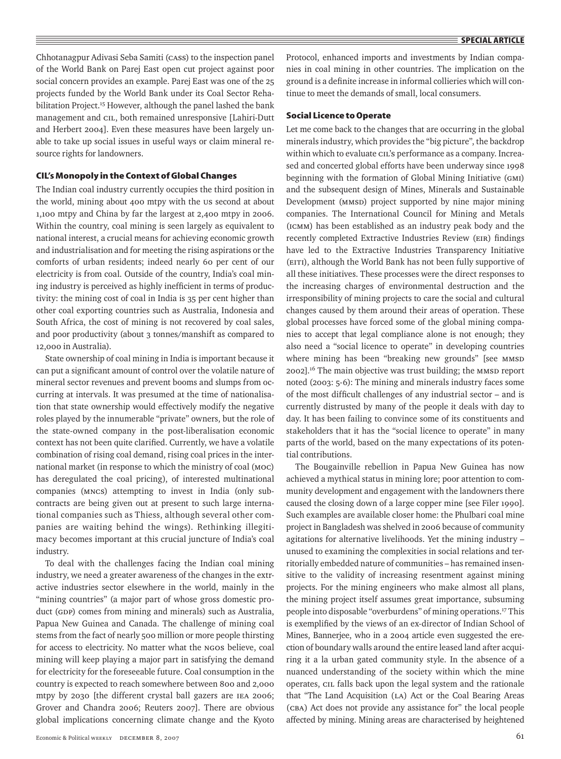Chhotanagpur Adivasi Seba Samiti (CASS) to the inspection panel of the World Bank on Parej East open cut project against poor social concern provides an example. Parej East was one of the 25 projects funded by the World Bank under its Coal Sector Rehabilitation Project.[15] However, although the panel lashed the bank management and CIL, both remained unresponsive [Lahiri-Dutt and Herbert 2004]. Even these measures have been largely unable to take up social issues in useful ways or claim mineral resource rights for landowners.

### CIL's Monopoly in the Context of Global Changes

The Indian coal industry currently occupies the third position in the world, mining about 400 mtpy with the US second at about 1,100 mtpy and China by far the largest at 2,400 mtpy in 2006. Within the country, coal mining is seen largely as equivalent to national interest, a crucial means for achieving economic growth and industrialisation and for meeting the rising aspirations or the comforts of urban residents; indeed nearly 60 per cent of our electricity is from coal. Outside of the country, India's coal mining industry is perceived as highly inefficient in terms of productivity: the mining cost of coal in India is 35 per cent higher than other coal exporting countries such as Australia, Indonesia and South Africa, the cost of mining is not recovered by coal sales, and poor productivity (about 3 tonnes/manshift as compared to 12,000 in Australia).

State ownership of coal mining in India is important because it can put a significant amount of control over the volatile nature of mineral sector revenues and prevent booms and slumps from occurring at intervals. It was presumed at the time of nationalisation that state ownership would effectively modify the negative roles played by the innumerable "private" owners, but the role of the state-owned company in the post-liberalisation economic context has not been quite clarified. Currently, we have a volatile combination of rising coal demand, rising coal prices in the international market (in response to which the ministry of coal (MOC) has deregulated the coal pricing), of interested multinational companies (MNCs) attempting to invest in India (only subcontracts are being given out at present to such large international companies such as Thiess, although several other companies are waiting behind the wings). Rethinking illegitimacy becomes important at this crucial juncture of India's coal industry.

To deal with the challenges facing the Indian coal mining industry, we need a greater awareness of the changes in the extractive industries sector elsewhere in the world, mainly in the "mining countries" (a major part of whose gross domestic product (GDP) comes from mining and minerals) such as Australia, Papua New Guinea and Canada. The challenge of mining coal stems from the fact of nearly 500 million or more people thirsting for access to electricity. No matter what the NGOs believe, coal mining will keep playing a major part in satisfying the demand for electricity for the foreseeable future. Coal consumption in the country is expected to reach somewhere between 800 and 2,000 mtpy by 2030 [the different crystal ball gazers are IEA 2006; Grover and Chandra 2006; Reuters 2007]. There are obvious global implications concerning climate change and the Kyoto Protocol, enhanced imports and investments by Indian companies in coal mining in other countries. The implication on the ground is a definite increase in informal collieries which will continue to meet the demands of small, local consumers.

### Social Licence to Operate

Let me come back to the changes that are occurring in the global minerals industry, which provides the "big picture", the backdrop within which to evaluate CIL's performance as a company. Increased and concerted global efforts have been underway since 1998 beginning with the formation of Global Mining Initiative (GMI) and the subsequent design of Mines, Minerals and Sustainable Development (MMSD) project supported by nine major mining companies. The International Council for Mining and Metals (ICMM) has been established as an industry peak body and the recently completed Extractive Industries Review (EIR) findings have led to the Extractive Industries Transparency Initiative (EITI), although the World Bank has not been fully supportive of all these initiatives. These processes were the direct responses to the increasing charges of environmental destruction and the irresponsibility of mining projects to care the social and cultural changes caused by them around their areas of operation. These global processes have forced some of the global mining companies to accept that legal compliance alone is not enough; they also need a "social licence to operate" in developing countries where mining has been "breaking new grounds" [see MMSD 2002].[16] The main objective was trust building; the MMSD report noted (2003: 5-6): The mining and minerals industry faces some of the most difficult challenges of any industrial sector – and is currently distrusted by many of the people it deals with day to day. It has been failing to convince some of its constituents and stakeholders that it has the "social licence to operate" in many parts of the world, based on the many expectations of its potential contributions.

The Bougainville rebellion in Papua New Guinea has now achieved a mythical status in mining lore; poor attention to community development and engagement with the landowners there caused the closing down of a large copper mine [see Filer 1990]. Such examples are available closer home: the Phulbari coal mine project in Bangladesh was shelved in 2006 because of community agitations for alternative livelihoods. Yet the mining industry – unused to examining the complexities in social relations and territorially embedded nature of communities – has remained insensitive to the validity of increasing resentment against mining projects. For the mining engineers who make almost all plans, the mining project itself assumes great importance, subsuming people into disposable "overburdens" of mining operations.[17] This is exemplified by the views of an ex-director of Indian School of Mines, Bannerjee, who in a 2004 article even suggested the erection of boundary walls around the entire leased land after acquiring it a la urban gated community style. In the absence of a nuanced understanding of the society within which the mine operates, CIL falls back upon the legal system and the rationale that "The Land Acquisition (LA) Act or the Coal Bearing Areas (CBA) Act does not provide any assistance for" the local people affected by mining. Mining areas are characterised by heightened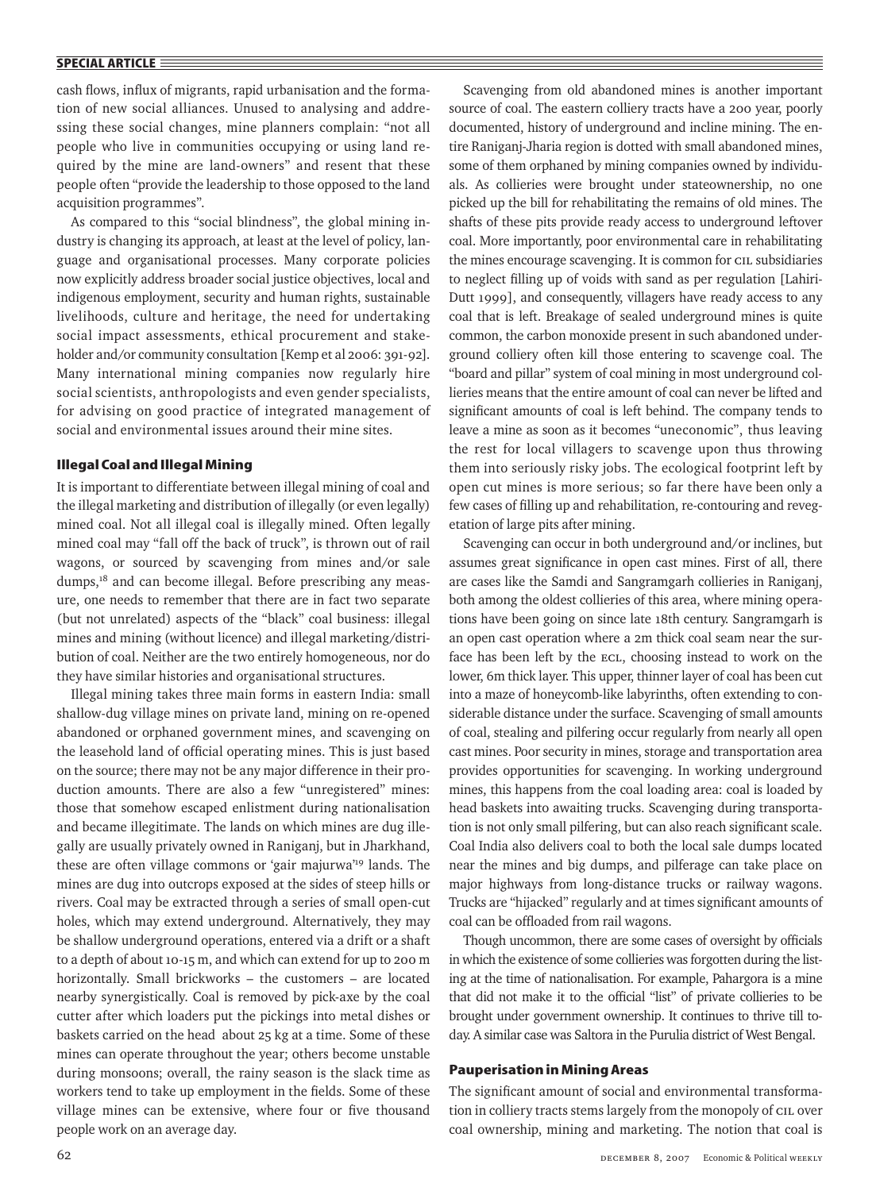cash flows, influx of migrants, rapid urbanisation and the formation of new social alliances. Unused to analysing and addressing these social changes, mine planners complain: "not all people who live in communities occupying or using land required by the mine are land-owners" and resent that these people often "provide the leadership to those opposed to the land acquisition programmes".

As compared to this "social blindness", the global mining industry is changing its approach, at least at the level of policy, language and organisational processes. Many corporate policies now explicitly address broader social justice objectives, local and indigenous employment, security and human rights, sustainable livelihoods, culture and heritage, the need for undertaking social impact assessments, ethical procurement and stakeholder and/or community consultation [Kemp et al 2006: 391-92]. Many international mining companies now regularly hire social scientists, anthropologists and even gender specialists, for advising on good practice of integrated management of social and environmental issues around their mine sites.

### Illegal Coal and Illegal Mining

It is important to differentiate between illegal mining of coal and the illegal marketing and distribution of illegally (or even legally) mined coal. Not all illegal coal is illegally mined. Often legally mined coal may "fall off the back of truck", is thrown out of rail wagons, or sourced by scavenging from mines and/or sale dumps,[18] and can become illegal. Before prescribing any measure, one needs to remember that there are in fact two separate (but not unrelated) aspects of the "black" coal business: illegal mines and mining (without licence) and illegal marketing/distribution of coal. Neither are the two entirely homogeneous, nor do they have similar histories and organisational structures.

Illegal mining takes three main forms in eastern India: small shallow-dug village mines on private land, mining on re-opened abandoned or orphaned government mines, and scavenging on the leasehold land of official operating mines. This is just based on the source; there may not be any major difference in their production amounts. There are also a few "unregistered" mines: those that somehow escaped enlistment during nationalisation and became illegitimate. The lands on which mines are dug illegally are usually privately owned in Raniganj, but in Jharkhand, these are often village commons or 'gair majurwa'[19] lands. The mines are dug into outcrops exposed at the sides of steep hills or rivers. Coal may be extracted through a series of small open-cut holes, which may extend underground. Alternatively, they may be shallow underground operations, entered via a drift or a shaft to a depth of about 10-15 m, and which can extend for up to 200 m horizontally. Small brickworks – the customers – are located nearby synergistically. Coal is removed by pick-axe by the coal cutter after which loaders put the pickings into metal dishes or baskets carried on the head about 25 kg at a time. Some of these mines can operate throughout the year; others become unstable during monsoons; overall, the rainy season is the slack time as workers tend to take up employment in the fields. Some of these village mines can be extensive, where four or five thousand people work on an average day.

Scavenging from old abandoned mines is another important source of coal. The eastern colliery tracts have a 200 year, poorly documented, history of underground and incline mining. The entire Raniganj-Jharia region is dotted with small abandoned mines, some of them orphaned by mining companies owned by individuals. As collieries were brought under stateownership, no one picked up the bill for rehabilitating the remains of old mines. The shafts of these pits provide ready access to underground leftover coal. More importantly, poor environmental care in rehabilitating the mines encourage scavenging. It is common for CIL subsidiaries to neglect filling up of voids with sand as per regulation [Lahiri-Dutt 1999], and consequently, villagers have ready access to any coal that is left. Breakage of sealed underground mines is quite common, the carbon monoxide present in such abandoned underground colliery often kill those entering to scavenge coal. The "board and pillar" system of coal mining in most underground collieries means that the entire amount of coal can never be lifted and significant amounts of coal is left behind. The company tends to leave a mine as soon as it becomes "uneconomic", thus leaving the rest for local villagers to scavenge upon thus throwing them into seriously risky jobs. The ecological footprint left by open cut mines is more serious; so far there have been only a few cases of filling up and rehabilitation, re-contouring and revegetation of large pits after mining.

Scavenging can occur in both underground and/or inclines, but assumes great significance in open cast mines. First of all, there are cases like the Samdi and Sangramgarh collieries in Raniganj, both among the oldest collieries of this area, where mining operations have been going on since late 18th century. Sangramgarh is an open cast operation where a 2m thick coal seam near the surface has been left by the ECL, choosing instead to work on the lower, 6m thick layer. This upper, thinner layer of coal has been cut into a maze of honeycomb-like labyrinths, often extending to considerable distance under the surface. Scavenging of small amounts of coal, stealing and pilfering occur regularly from nearly all open cast mines. Poor security in mines, storage and transportation area provides opportunities for scavenging. In working underground mines, this happens from the coal loading area: coal is loaded by head baskets into awaiting trucks. Scavenging during transportation is not only small pilfering, but can also reach significant scale. Coal India also delivers coal to both the local sale dumps located near the mines and big dumps, and pilferage can take place on major highways from long-distance trucks or railway wagons. Trucks are "hijacked" regularly and at times significant amounts of coal can be offloaded from rail wagons.

Though uncommon, there are some cases of oversight by officials in which the existence of some collieries was forgotten during the listing at the time of nationalisation. For example, Pahargora is a mine that did not make it to the official "list" of private collieries to be brought under government ownership. It continues to thrive till today. A similar case was Saltora in the Purulia district of West Bengal.

### Pauperisation in Mining Areas

The significant amount of social and environmental transformation in colliery tracts stems largely from the monopoly of CIL over coal ownership, mining and marketing. The notion that coal is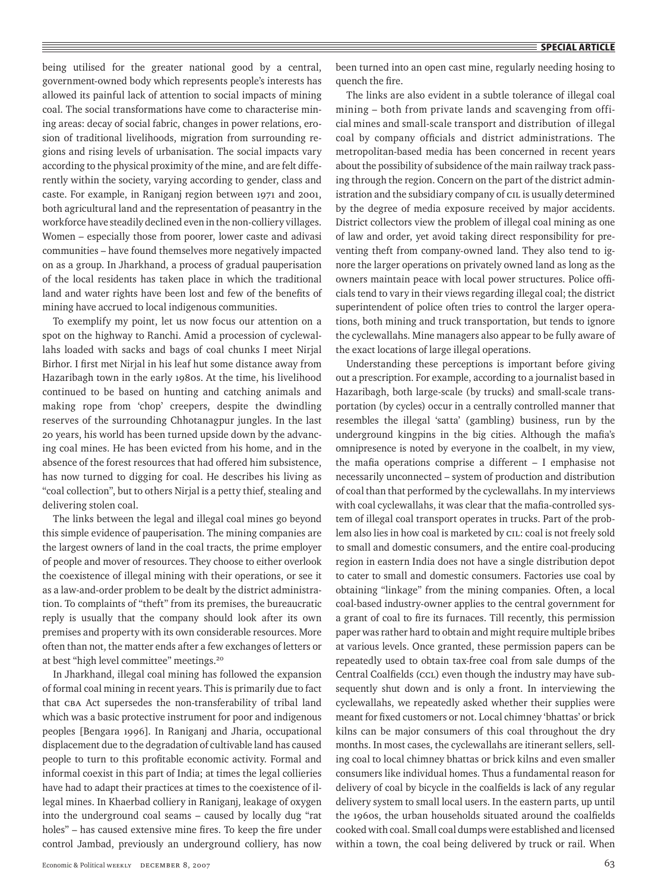being utilised for the greater national good by a central, government-owned body which represents people's interests has allowed its painful lack of attention to social impacts of mining coal. The social transformations have come to characterise mining areas: decay of social fabric, changes in power relations, erosion of traditional livelihoods, migration from surrounding regions and rising levels of urbanisation. The social impacts vary according to the physical proximity of the mine, and are felt differently within the society, varying according to gender, class and caste. For example, in Raniganj region between 1971 and 2001, both agricultural land and the representation of peasantry in the workforce have steadily declined even in the non-colliery villages. Women – especially those from poorer, lower caste and adivasi communities – have found themselves more negatively impacted on as a group. In Jharkhand, a process of gradual pauperisation of the local residents has taken place in which the traditional land and water rights have been lost and few of the benefits of mining have accrued to local indigenous communities.

To exemplify my point, let us now focus our attention on a spot on the highway to Ranchi. Amid a procession of cyclewallahs loaded with sacks and bags of coal chunks I meet Nirjal Birhor. I first met Nirjal in his leaf hut some distance away from Hazaribagh town in the early 1980s. At the time, his livelihood continued to be based on hunting and catching animals and making rope from 'chop' creepers, despite the dwindling reserves of the surrounding Chhotanagpur jungles. In the last 20 years, his world has been turned upside down by the advancing coal mines. He has been evicted from his home, and in the absence of the forest resources that had offered him subsistence, has now turned to digging for coal. He describes his living as "coal collection", but to others Nirjal is a petty thief, stealing and delivering stolen coal.

The links between the legal and illegal coal mines go beyond this simple evidence of pauperisation. The mining companies are the largest owners of land in the coal tracts, the prime employer of people and mover of resources. They choose to either overlook the coexistence of illegal mining with their operations, or see it as a law-and-order problem to be dealt by the district administration. To complaints of "theft" from its premises, the bureaucratic reply is usually that the company should look after its own premises and property with its own considerable resources. More often than not, the matter ends after a few exchanges of letters or at best "high level committee" meetings.[20]

In Jharkhand, illegal coal mining has followed the expansion of formal coal mining in recent years. This is primarily due to fact that CBA Act supersedes the non-transferability of tribal land which was a basic protective instrument for poor and indigenous peoples [Bengara 1996]. In Raniganj and Jharia, occupational displacement due to the degradation of cultivable land has caused people to turn to this profitable economic activity. Formal and informal coexist in this part of India; at times the legal collieries have had to adapt their practices at times to the coexistence of illegal mines. In Khaerbad colliery in Raniganj, leakage of oxygen into the underground coal seams – caused by locally dug "rat holes" – has caused extensive mine fires. To keep the fire under control Jambad, previously an underground colliery, has now been turned into an open cast mine, regularly needing hosing to quench the fire.

The links are also evident in a subtle tolerance of illegal coal mining – both from private lands and scavenging from official mines and small-scale transport and distribution of illegal coal by company officials and district administrations. The metropolitan-based media has been concerned in recent years about the possibility of subsidence of the main railway track passing through the region. Concern on the part of the district administration and the subsidiary company of CIL is usually determined by the degree of media exposure received by major accidents. District collectors view the problem of illegal coal mining as one of law and order, yet avoid taking direct responsibility for preventing theft from company-owned land. They also tend to ignore the larger operations on privately owned land as long as the owners maintain peace with local power structures. Police officials tend to vary in their views regarding illegal coal; the district superintendent of police often tries to control the larger operations, both mining and truck transportation, but tends to ignore the cyclewallahs. Mine managers also appear to be fully aware of the exact locations of large illegal operations.

Understanding these perceptions is important before giving out a prescription. For example, according to a journalist based in Hazaribagh, both large-scale (by trucks) and small-scale transportation (by cycles) occur in a centrally controlled manner that resembles the illegal 'satta' (gambling) business, run by the underground kingpins in the big cities. Although the mafia's omnipresence is noted by everyone in the coalbelt, in my view, the mafia operations comprise a different – I emphasise not necessarily unconnected – system of production and distribution of coal than that performed by the cyclewallahs. In my interviews with coal cyclewallahs, it was clear that the mafia-controlled system of illegal coal transport operates in trucks. Part of the problem also lies in how coal is marketed by CIL: coal is not freely sold to small and domestic consumers, and the entire coal-producing region in eastern India does not have a single distribution depot to cater to small and domestic consumers. Factories use coal by obtaining "linkage" from the mining companies. Often, a local coal-based industry-owner applies to the central government for a grant of coal to fire its furnaces. Till recently, this permission paper was rather hard to obtain and might require multiple bribes at various levels. Once granted, these permission papers can be repeatedly used to obtain tax-free coal from sale dumps of the Central Coalfields (CCL) even though the industry may have subsequently shut down and is only a front. In interviewing the cyclewallahs, we repeatedly asked whether their supplies were meant for fixed customers or not. Local chimney 'bhattas' or brick kilns can be major consumers of this coal throughout the dry months. In most cases, the cyclewallahs are itinerant sellers, selling coal to local chimney bhattas or brick kilns and even smaller consumers like individual homes. Thus a fundamental reason for delivery of coal by bicycle in the coalfields is lack of any regular delivery system to small local users. In the eastern parts, up until the 1960s, the urban households situated around the coalfields cooked with coal. Small coal dumps were established and licensed within a town, the coal being delivered by truck or rail. When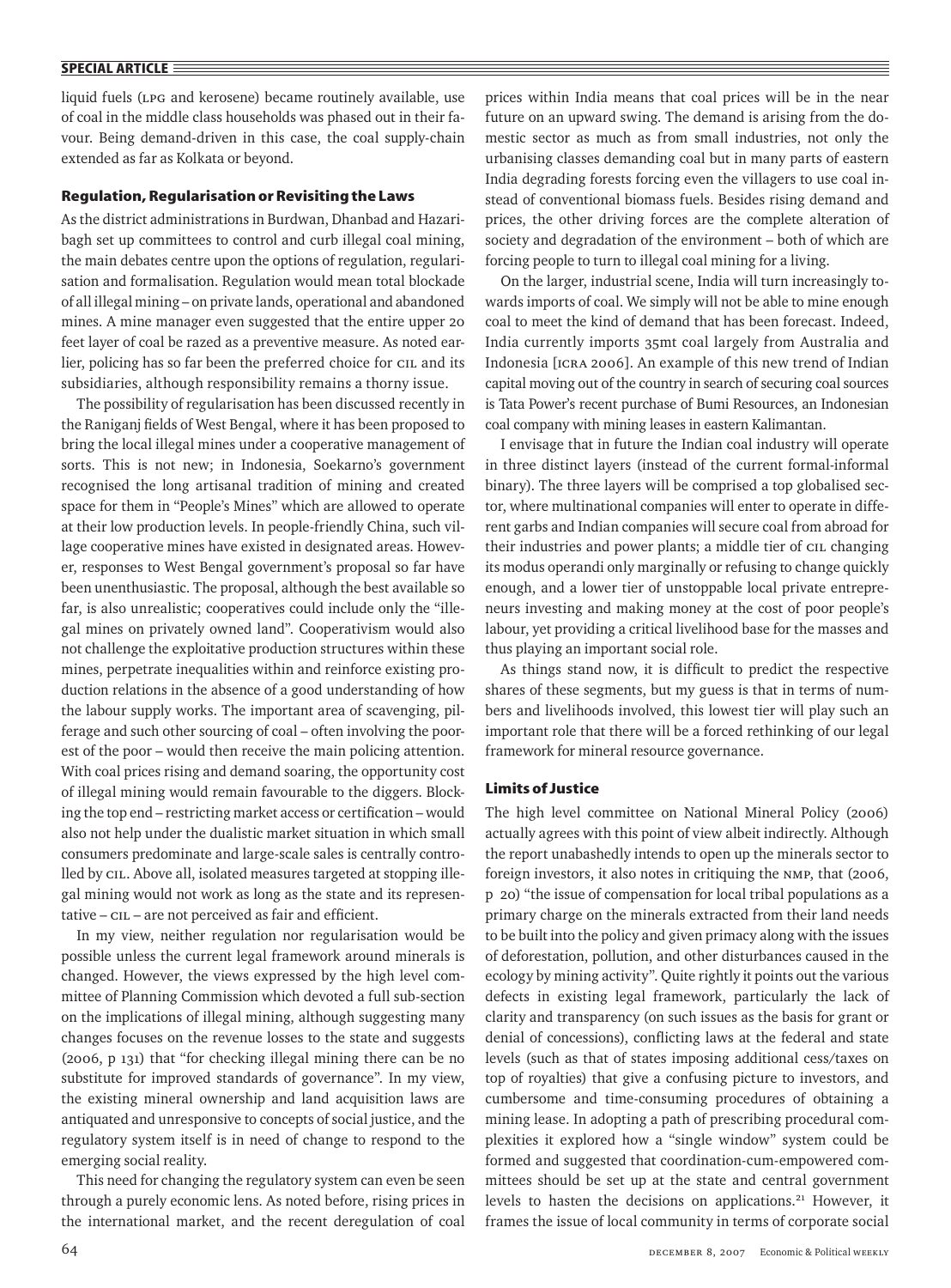liquid fuels (LPG and kerosene) became routinely available, use of coal in the middle class households was phased out in their favour. Being demand-driven in this case, the coal supply-chain extended as far as Kolkata or beyond.

## Regulation, Regularisation or Revisiting the Laws

As the district administrations in Burdwan, Dhanbad and Hazaribagh set up committees to control and curb illegal coal mining, the main debates centre upon the options of regulation, regularisation and formalisation. Regulation would mean total blockade of all illegal mining – on private lands, operational and abandoned mines. A mine manager even suggested that the entire upper 20 feet layer of coal be razed as a preventive measure. As noted earlier, policing has so far been the preferred choice for CIL and its subsidiaries, although responsibility remains a thorny issue.

The possibility of regularisation has been discussed recently in the Raniganj fields of West Bengal, where it has been proposed to bring the local illegal mines under a cooperative management of sorts. This is not new; in Indonesia, Soekarno's government recognised the long artisanal tradition of mining and created space for them in "People's Mines" which are allowed to operate at their low production levels. In people-friendly China, such village cooperative mines have existed in designated areas. However, responses to West Bengal government's proposal so far have been unenthusiastic. The proposal, although the best available so far, is also unrealistic; cooperatives could include only the "illegal mines on privately owned land". Cooperativism would also not challenge the exploitative production structures within these mines, perpetrate inequalities within and reinforce existing production relations in the absence of a good understanding of how the labour supply works. The important area of scavenging, pilferage and such other sourcing of coal – often involving the poorest of the poor – would then receive the main policing attention. With coal prices rising and demand soaring, the opportunity cost of illegal mining would remain favourable to the diggers. Blocking the top end – restricting market access or certification – would also not help under the dualistic market situation in which small consumers predominate and large-scale sales is centrally controlled by CIL. Above all, isolated measures targeted at stopping illegal mining would not work as long as the state and its representative – CIL – are not perceived as fair and efficient.

In my view, neither regulation nor regularisation would be possible unless the current legal framework around minerals is changed. However, the views expressed by the high level committee of Planning Commission which devoted a full sub-section on the implications of illegal mining, although suggesting many changes focuses on the revenue losses to the state and suggests (2006, p 131) that "for checking illegal mining there can be no substitute for improved standards of governance". In my view, the existing mineral ownership and land acquisition laws are antiquated and unresponsive to concepts of social justice, and the regulatory system itself is in need of change to respond to the emerging social reality.

This need for changing the regulatory system can even be seen through a purely economic lens. As noted before, rising prices in the international market, and the recent deregulation of coal prices within India means that coal prices will be in the near future on an upward swing. The demand is arising from the domestic sector as much as from small industries, not only the urbanising classes demanding coal but in many parts of eastern India degrading forests forcing even the villagers to use coal instead of conventional biomass fuels. Besides rising demand and prices, the other driving forces are the complete alteration of society and degradation of the environment – both of which are forcing people to turn to illegal coal mining for a living.

On the larger, industrial scene, India will turn increasingly towards imports of coal. We simply will not be able to mine enough coal to meet the kind of demand that has been forecast. Indeed, India currently imports 35mt coal largely from Australia and Indonesia [ICRA 2006]. An example of this new trend of Indian capital moving out of the country in search of securing coal sources is Tata Power's recent purchase of Bumi Resources, an Indonesian coal company with mining leases in eastern Kalimantan.

I envisage that in future the Indian coal industry will operate in three distinct layers (instead of the current formal-informal binary). The three layers will be comprised a top globalised sector, where multinational companies will enter to operate in different garbs and Indian companies will secure coal from abroad for their industries and power plants; a middle tier of CIL changing its modus operandi only marginally or refusing to change quickly enough, and a lower tier of unstoppable local private entrepreneurs investing and making money at the cost of poor people's labour, yet providing a critical livelihood base for the masses and thus playing an important social role.

As things stand now, it is difficult to predict the respective shares of these segments, but my guess is that in terms of numbers and livelihoods involved, this lowest tier will play such an important role that there will be a forced rethinking of our legal framework for mineral resource governance.

## Limits of Justice

The high level committee on National Mineral Policy (2006) actually agrees with this point of view albeit indirectly. Although the report unabashedly intends to open up the minerals sector to foreign investors, it also notes in critiquing the NMP, that (2006, p 20) "the issue of compensation for local tribal populations as a primary charge on the minerals extracted from their land needs to be built into the policy and given primacy along with the issues of deforestation, pollution, and other disturbances caused in the ecology by mining activity". Quite rightly it points out the various defects in existing legal framework, particularly the lack of clarity and transparency (on such issues as the basis for grant or denial of concessions), conflicting laws at the federal and state levels (such as that of states imposing additional cess/taxes on top of royalties) that give a confusing picture to investors, and cumbersome and time-consuming procedures of obtaining a mining lease. In adopting a path of prescribing procedural complexities it explored how a "single window" system could be formed and suggested that coordination-cum-empowered committees should be set up at the state and central government levels to hasten the decisions on applications.[21] However, it frames the issue of local community in terms of corporate social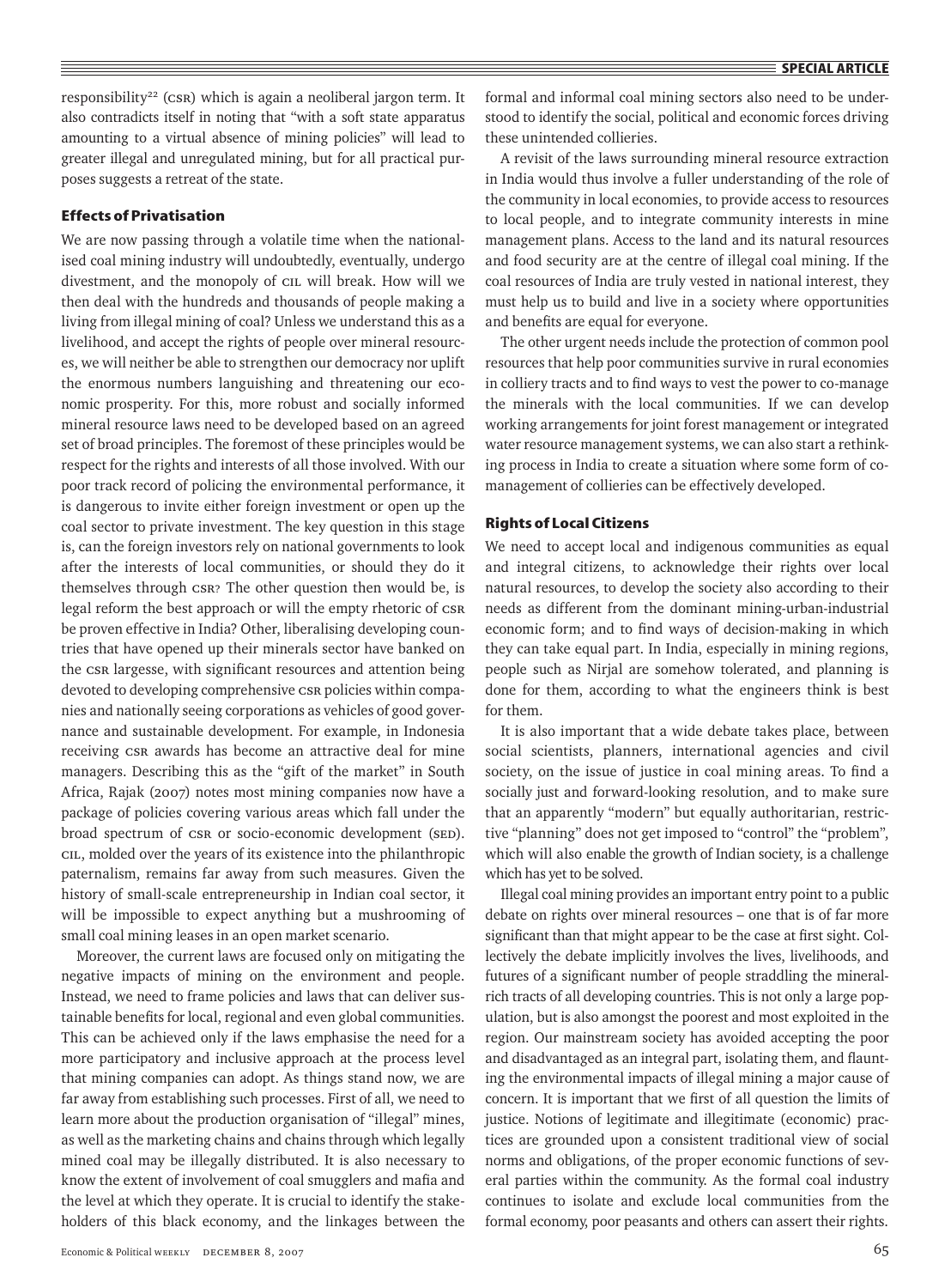responsibility[22] (CSR) which is again a neoliberal jargon term. It also contradicts itself in noting that "with a soft state apparatus amounting to a virtual absence of mining policies" will lead to greater illegal and unregulated mining, but for all practical purposes suggests a retreat of the state.

### Effects of Privatisation

We are now passing through a volatile time when the nationalised coal mining industry will undoubtedly, eventually, undergo divestment, and the monopoly of CIL will break. How will we then deal with the hundreds and thousands of people making a living from illegal mining of coal? Unless we understand this as a livelihood, and accept the rights of people over mineral resources, we will neither be able to strengthen our democracy nor uplift the enormous numbers languishing and threatening our economic prosperity. For this, more robust and socially informed mineral resource laws need to be developed based on an agreed set of broad principles. The foremost of these principles would be respect for the rights and interests of all those involved. With our poor track record of policing the environmental performance, it is dangerous to invite either foreign investment or open up the coal sector to private investment. The key question in this stage is, can the foreign investors rely on national governments to look after the interests of local communities, or should they do it themselves through CSR? The other question then would be, is legal reform the best approach or will the empty rhetoric of CSR be proven effective in India? Other, liberalising developing countries that have opened up their minerals sector have banked on the CSR largesse, with significant resources and attention being devoted to developing comprehensive CSR policies within companies and nationally seeing corporations as vehicles of good governance and sustainable development. For example, in Indonesia receiving CSR awards has become an attractive deal for mine managers. Describing this as the "gift of the market" in South Africa, Rajak (2007) notes most mining companies now have a package of policies covering various areas which fall under the broad spectrum of CSR or socio-economic development (SED). CIL, molded over the years of its existence into the philanthropic paternalism, remains far away from such measures. Given the history of small-scale entrepreneurship in Indian coal sector, it will be impossible to expect anything but a mushrooming of small coal mining leases in an open market scenario.

Moreover, the current laws are focused only on mitigating the negative impacts of mining on the environment and people. Instead, we need to frame policies and laws that can deliver sustainable benefits for local, regional and even global communities. This can be achieved only if the laws emphasise the need for a more participatory and inclusive approach at the process level that mining companies can adopt. As things stand now, we are far away from establishing such processes. First of all, we need to learn more about the production organisation of "illegal" mines, as well as the marketing chains and chains through which legally mined coal may be illegally distributed. It is also necessary to know the extent of involvement of coal smugglers and mafia and the level at which they operate. It is crucial to identify the stakeholders of this black economy, and the linkages between the formal and informal coal mining sectors also need to be understood to identify the social, political and economic forces driving these unintended collieries.

A revisit of the laws surrounding mineral resource extraction in India would thus involve a fuller understanding of the role of the community in local economies, to provide access to resources to local people, and to integrate community interests in mine management plans. Access to the land and its natural resources and food security are at the centre of illegal coal mining. If the coal resources of India are truly vested in national interest, they must help us to build and live in a society where opportunities and benefits are equal for everyone.

The other urgent needs include the protection of common pool resources that help poor communities survive in rural economies in colliery tracts and to find ways to vest the power to co-manage the minerals with the local communities. If we can develop working arrangements for joint forest management or integrated water resource management systems, we can also start a rethinking process in India to create a situation where some form of co-management of collieries can be effectively developed.

### Rights of Local Citizens

We need to accept local and indigenous communities as equal and integral citizens, to acknowledge their rights over local natural resources, to develop the society also according to their needs as different from the dominant mining-urban-industrial economic form; and to find ways of decision-making in which they can take equal part. In India, especially in mining regions, people such as Nirjal are somehow tolerated, and planning is done for them, according to what the engineers think is best for them.

It is also important that a wide debate takes place, between social scientists, planners, international agencies and civil society, on the issue of justice in coal mining areas. To find a socially just and forward-looking resolution, and to make sure that an apparently "modern" but equally authoritarian, restrictive "planning" does not get imposed to "control" the "problem", which will also enable the growth of Indian society, is a challenge which has yet to be solved.

Illegal coal mining provides an important entry point to a public debate on rights over mineral resources – one that is of far more significant than that might appear to be the case at first sight. Collectively the debate implicitly involves the lives, livelihoods, and futures of a significant number of people straddling the mineral-rich tracts of all developing countries. This is not only a large population, but is also amongst the poorest and most exploited in the region. Our mainstream society has avoided accepting the poor and disadvantaged as an integral part, isolating them, and flaunting the environmental impacts of illegal mining a major cause of concern. It is important that we first of all question the limits of justice. Notions of legitimate and illegitimate (economic) practices are grounded upon a consistent traditional view of social norms and obligations, of the proper economic functions of several parties within the community. As the formal coal industry continues to isolate and exclude local communities from the formal economy, poor peasants and others can assert their rights.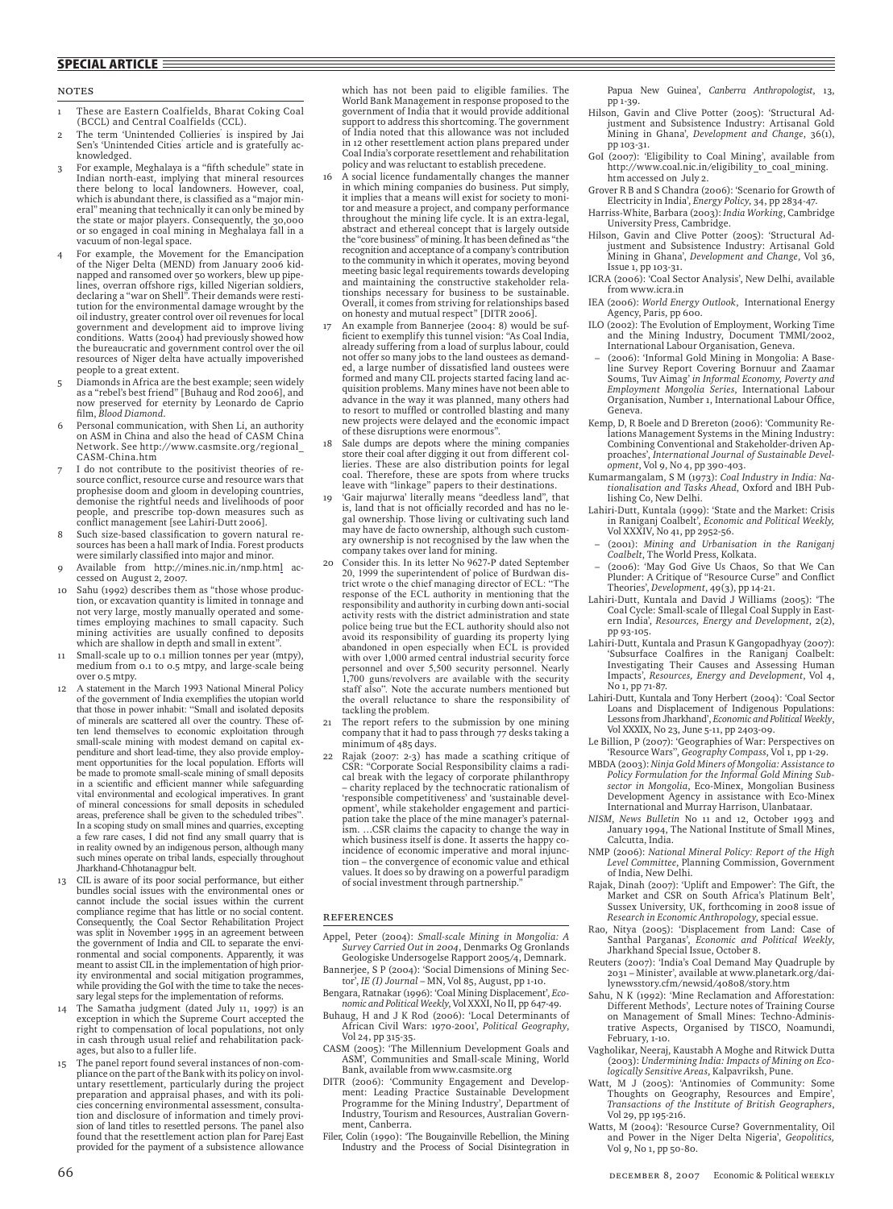## NOTES

1 These are Eastern Coalfields, Bharat Coking Coal (BCCL) and Central Coalfields (CCL).

2 The term 'Unintended Collieries' is inspired by Jai Sen's 'Unintended Cities' article and is gratefully acknowledged.

3 For example, Meghalaya is a "fifth schedule" state in Indian north-east, implying that mineral resources there belong to local landowners. However, coal, which is abundant there, is classified as a "major mineral" meaning that technically it can only be mined by the state or major players. Consequently, the 30,000 or so engaged in coal mining in Meghalaya fall in a vacuum of non-legal space.

4 For example, the Movement for the Emancipation of the Niger Delta (MEND) from January 2006 kidnapped and ransomed over 50 workers, blew up pipelines, overran offshore rigs, killed Nigerian soldiers, declaring a "war on Shell". Their demands were restitution for the environmental damage wrought by the oil industry, greater control over oil revenues for local government and development aid to improve living conditions. Watts (2004) had previously showed how the bureaucratic and government control over the oil resources of Niger delta have actually impoverished people to a great extent.

5 Diamonds in Africa are the best example; seen widely as a "rebel's best friend" [Buhaug and Rod 2006], and now preserved for eternity by Leonardo de Caprio film, *Blood Diamond*.

6 Personal communication, with Shen Li, an authority on ASM in China and also the head of CASM China Network. See http://www.casmsite.org/regional_CASM-China.htm

7 I do not contribute to the positivist theories of resource conflict, resource curse and resource wars that prophesise doom and gloom in developing countries, demonise the rightful needs and livelihoods of poor people, and prescribe top-down measures such as conflict management [see Lahiri-Dutt 2006].

8 Such size-based classification to govern natural resources has been a hall mark of India. Forest products were similarly classified into major and minor.

9 Available from http://mines.nic.in/nmp.html accessed on August 2, 2007.

10 Sahu (1992) describes them as "those whose production, or excavation quantity is limited in tonnage and not very large, mostly manually operated and sometimes employing machines to small capacity. Such mining activities are usually confined to deposits which are shallow in depth and small in extent".

11 Small-scale up to 0.1 million tonnes per year (mtpy), medium from 0.1 to 0.5 mtpy, and large-scale being over 0.5 mtpy.

12 A statement in the March 1993 National Mineral Policy of the government of India exemplifies the utopian world that those in power inhabit: "Small and isolated deposits of minerals are scattered all over the country. These often lend themselves to economic exploitation through small-scale mining with modest demand on capital expenditure and short lead-time, they also provide employment opportunities for the local population. Efforts will be made to promote small-scale mining of small deposits in a scientific and efficient manner while safeguarding vital environmental and ecological imperatives. In grant of mineral concessions for small deposits in scheduled areas, preference shall be given to the scheduled tribes". In a scoping study on small mines and quarries, excepting a few rare cases, I did not find any small quarry that is in reality owned by an indigenous person, although many such mines operate on tribal lands, especially throughout Jharkhand-Chhotanagpur belt.

13 CIL is aware of its poor social performance, but either bundles social issues with the environmental ones or cannot include the social issues within the current compliance regime that has little or no social content. Consequently, the Coal Sector Rehabilitation Project was split in November 1995 in an agreement between the government of India and CIL to separate the environmental and social components. Apparently, it was meant to assist CIL in the implementation of high priority environmental and social mitigation programmes, while providing the GoI with the time to take the necessary legal steps for the implementation of reforms.

14 The Samatha judgment (dated July 11, 1997) is an exception in which the Supreme Court accepted the right to compensation of local populations, not only in cash through usual relief and rehabilitation packages, but also to a fuller life.

15 The panel report found several instances of non-compliance on the part of the Bank with its policy on involuntary resettlement, particularly during the project preparation and appraisal phases, and with its policies concerning environmental assessment, consultation and disclosure of information and timely provision of land titles to resettled persons. The panel also found that the resettlement action plan for Parej East provided for the payment of a subsistence allowance which has not been paid to eligible families. The World Bank Management in response proposed to the government of India that it would provide additional support to address this shortcoming. The government of India noted that this allowance was not included in 12 other resettlement action plans prepared under Coal India's corporate resettlement and rehabilitation policy and was reluctant to establish precedene.

16 A social licence fundamentally changes the manner in which mining companies do business. Put simply, it implies that a means will exist for society to monitor and measure a project, and company performance throughout the mining life cycle. It is an extra-legal, abstract and ethereal concept that is largely outside the "core business" of mining. It has been defined as "the recognition and acceptance of a company's contribution to the community in which it operates, moving beyond meeting basic legal requirements towards developing and maintaining the constructive stakeholder relationships necessary for business to be sustainable. Overall, it comes from striving for relationships based on honesty and mutual respect" [DITR 2006].

17 An example from Bannerjee (2004: 8) would be sufficient to exemplify this tunnel vision: "As Coal India, already suffering from a load of surplus labour, could not offer so many jobs to the land oustees as demanded, a large number of dissatisfied land oustees were formed and many CIL projects started facing land acquisition problems. Many mines have not been able to advance in the way it was planned, many others had to resort to muffled or controlled blasting and many new projects were delayed and the economic impact of these disruptions were enormous".

18 Sale dumps are depots where the mining companies store their coal after digging it out from different collieries. These are also distribution points for legal coal. Therefore, these are spots from where trucks leave with "linkage" papers to their destinations.

19 'Gair majurwa' literally means "deedless land", that is, land that is not officially recorded and has no legal ownership. Those living or cultivating such land may have de facto ownership, although such customary ownership is not recognised by the law when the company takes over land for mining.

20 Consider this. In its letter No 9627-P dated September 20, 1999 the superintendent of police of Burdwan district wrote o the chief managing director of ECL: "The response of the ECL authority in mentioning that the responsibility and authority in curbing down anti-social activity rests with the district administration and state police being true but the ECL authority should also not avoid its responsibility of guarding its property lying abandoned in open especially when ECL is provided with over 1,000 armed central industrial security force personnel and over 5,500 security personnel. Nearly 1,700 guns/revolvers are available with the security staff also". Note the accurate numbers mentioned but the overall reluctance to share the responsibility of tackling the problem.

21 The report refers to the submission by one mining company that it had to pass through 77 desks taking a minimum of 485 days.

22 Rajak (2007: 2-3) has made a scathing critique of CSR: "Corporate Social Responsibility claims a radical break with the legacy of corporate philanthropy – charity replaced by the technocratic rationalism of 'responsible competitiveness' and 'sustainable development', while stakeholder engagement and participation take the place of the mine manager's paternalism. …CSR claims the capacity to change the way in which business itself is done. It asserts the happy coincidence of economic imperative and moral injunction – the convergence of economic value and ethical values. It does so by drawing on a powerful paradigm of social investment through partnership."

## REFERENCES

Appel, Peter (2004): *Small-scale Mining in Mongolia: A Survey Carried Out in 2004*, Denmarks Og Gronlands Geologiske Undersogelse Rapport 2005/4, Denmark.

Bannerjee, S P (2004): 'Social Dimensions of Mining Sector', *IE (I) Journal* – MN, Vol 85, August, pp 1-10.

Bengara, Ratnakar (1996): 'Coal Mining Displacement', *Economic and Political Weekly*, Vol XXXI, No II, pp 647-49.

Buhaug, H and J K Rod (2006): 'Local Determinants of African Civil Wars: 1970-2001', *Political Geography*, Vol 24, pp 315-35.

CASM (2005): 'The Millennium Development Goals and ASM', Communities and Small-scale Mining, World Bank, available from www.casmsite.org

DITR (2006): 'Community Engagement and Development: Leading Practice Sustainable Development Programme for the Mining Industry', Department of Industry, Tourism and Resources, Australian Government, Canberra.

Filer, Colin (1990): 'The Bougainville Rebellion, the Mining Industry and the Process of Social Disintegration in Papua New Guinea', *Canberra Anthropologist*, 13, pp 1-39.

Hilson, Gavin and Clive Potter (2005): 'Structural Adjustment and Subsistence Industry: Artisanal Gold Mining in Ghana', *Development and Change*, 36(1), pp 103-31.

GoI (2007): 'Eligibility to Coal Mining', available from http://www.coal.nic.in/eligibility_to_coal_mining.htm accessed on July 2.

Grover R B and S Chandra (2006): 'Scenario for Growth of Electricity in India', *Energy Policy*, 34, pp 2834-47.

Harriss-White, Barbara (2003): *India Working*, Cambridge University Press, Cambridge.

Hilson, Gavin and Clive Potter (2005): 'Structural Adjustment and Subsistence Industry: Artisanal Gold Mining in Ghana', *Development and Change*, Vol 36, Issue 1, pp 103-31.

ICRA (2006): 'Coal Sector Analysis', New Delhi, available from www.icra.in

IEA (2006): *World Energy Outlook*, International Energy Agency, Paris, pp 600.

ILO (2002): The Evolution of Employment, Working Time and the Mining Industry, Document TMMI/2002, International Labour Organisation, Geneva.

– (2006): 'Informal Gold Mining in Mongolia: A Baseline Survey Report Covering Bornuur and Zaamar Soums, Tuv Aimag' *in Informal Economy, Poverty and Employment Mongolia Series*, International Labour Organisation, Number 1, International Labour Office, Geneva.

Kemp, D, R Boele and D Brereton (2006): 'Community Relations Management Systems in the Mining Industry: Combining Conventional and Stakeholder-driven Approaches', *International Journal of Sustainable Development*, Vol 9, No 4, pp 390-403.

Kumarmangalam, S M (1973): *Coal Industry in India: Nationalisation and Tasks Ahead*, Oxford and IBH Publishing Co, New Delhi.

Lahiri-Dutt, Kuntala (1999): 'State and the Market: Crisis in Raniganj Coalbelt', *Economic and Political Weekly*, Vol XXXIV, No 41, pp 2952-56.

– (2001): *Mining and Urbanisation in the Raniganj Coalbelt*, The World Press, Kolkata.

– (2006): 'May God Give Us Chaos, So that We Can Plunder: A Critique of "Resource Curse" and Conflict Theories', *Development*, 49(3), pp 14-21.

Lahiri-Dutt, Kuntala and David J Williams (2005): 'The Coal Cycle: Small-scale of Illegal Coal Supply in Eastern India', *Resources, Energy and Development*, 2(2), pp 93-105.

Lahiri-Dutt, Kuntala and Prasun K Gangopadhyay (2007): 'Subsurface Coalfires in the Raniganj Coalbelt: Investigating Their Causes and Assessing Human Impacts', *Resources, Energy and Development*, Vol 4, No 1, pp 71-87.

Lahiri-Dutt, Kuntala and Tony Herbert (2004): 'Coal Sector Loans and Displacement of Indigenous Populations: Lessons from Jharkhand', *Economic and Political Weekly*, Vol XXXIX, No 23, June 5-11, pp 2403-09.

Le Billion, P (2007): 'Geographies of War: Perspectives on 'Resource Wars'', *Geography Compass*, Vol 1, pp 1-29.

MBDA (2003): *Ninja Gold Miners of Mongolia: Assistance to Policy Formulation for the Informal Gold Mining Subsector in Mongolia*, Eco-Minex, Mongolian Business Development Agency in assistance with Eco-Minex International and Murray Harrison, Ulanbataar.

*NISM, News Bulletin* No 11 and 12, October 1993 and January 1994, The National Institute of Small Mines, Calcutta, India.

NMP (2006): *National Mineral Policy: Report of the High Level Committee*, Planning Commission, Government of India, New Delhi.

Rajak, Dinah (2007): 'Uplift and Empower': The Gift, the Market and CSR on South Africa's Platinum Belt', Sussex University, UK, forthcoming in 2008 issue of *Research in Economic Anthropology*, special essue.

Rao, Nitya (2005): 'Displacement from Land: Case of Santhal Parganas', *Economic and Political Weekly*, Jharkhand Special Issue, October 8.

Reuters (2007): 'India's Coal Demand May Quadruple by 2031 – Minister', available at www.planetark.org/dailynewsstory.cfm/newsid/40808/story.htm

Sahu, N K (1992): 'Mine Reclamation and Afforestation: Different Methods', Lecture notes of Training Course on Management of Small Mines: Techno-Administrative Aspects, Organised by TISCO, Noamundi, February, 1-10.

Vagholikar, Neeraj, Kaustabh A Moghe and Ritwick Dutta (2003): *Undermining India: Impacts of Mining on Ecologically Sensitive Areas*, Kalpavriksh, Pune.

Watt, M J (2005): 'Antinomies of Community: Some Thoughts on Geography, Resources and Empire', *Transactions of the Institute of British Geographers*, Vol 29, pp 195-216.

Watts, M (2004): 'Resource Curse? Governmentality, Oil and Power in the Niger Delta Nigeria', *Geopolitics*, Vol 9, No 1, pp 50-80.